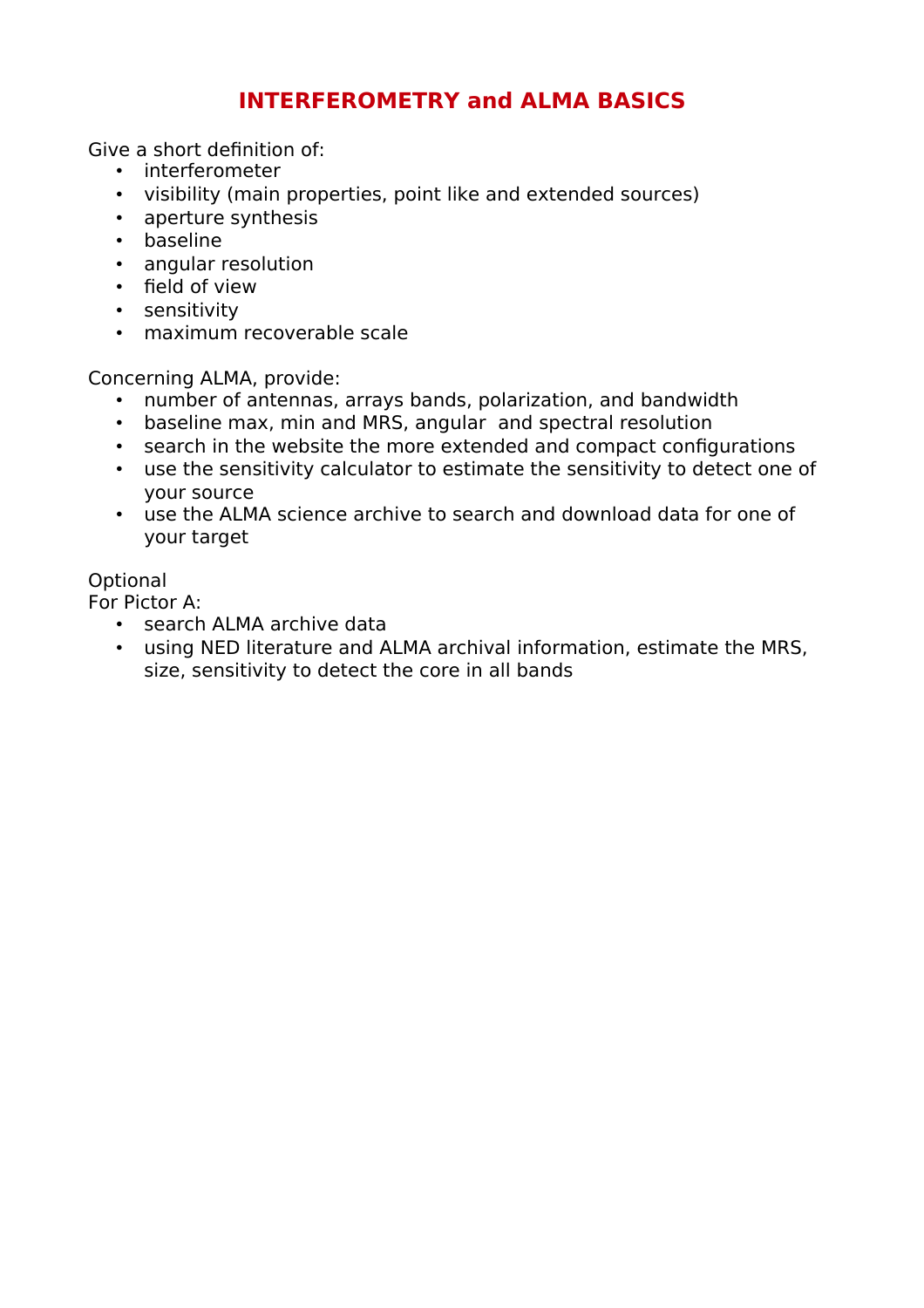# INTERFEROMETRY and ALMA BASICS

Give a short definition of:

- interferometer
- visibility (main properties, point like and extended sources)
- aperture synthesis
- baseline
- angular resolution
- field of view
- sensitivity
- maximum recoverable scale

Concerning ALMA, provide:

- number of antennas, arrays bands, polarization, and bandwidth
- baseline max, min and MRS, angular and spectral resolution
- search in the website the more extended and compact configurations
- use the sensitivity calculator to estimate the sensitivity to detect one of your source
- use the ALMA science archive to search and download data for one of your target

Optional

For Pictor A:

- search ALMA archive data
- using NED literature and ALMA archival information, estimate the MRS, size, sensitivity to detect the core in all bands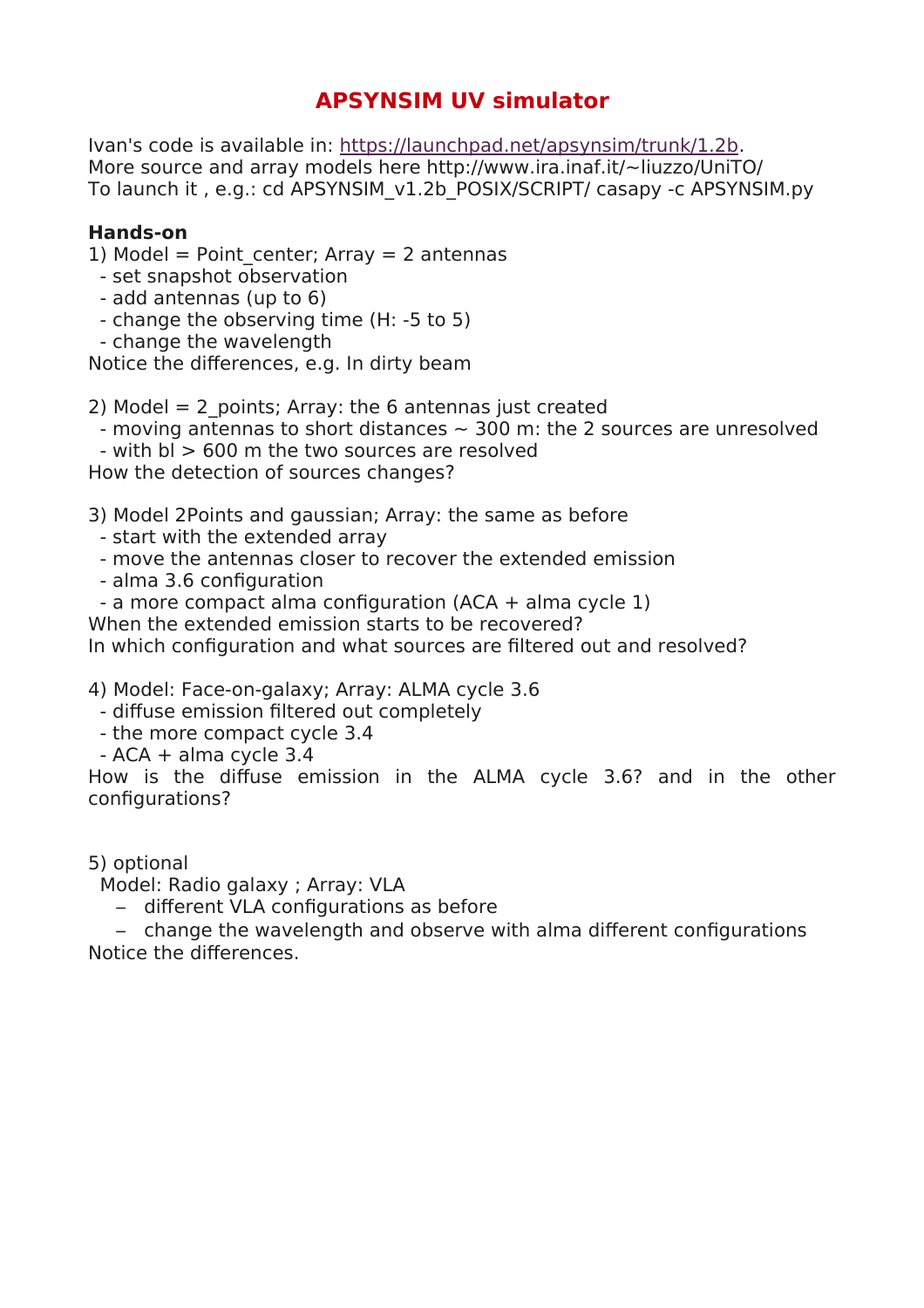# APSYNSIM UV simulator

Ivan's code is available in: [https://launchpad.net/apsynsim/trunk/1.2b](https://launchpad.net/apsynsim/trunk/1.2b).
More source and array models here http://www.ira.inaf.it/~liuzzo/UniTO/
To launch it , e.g.: cd APSYNSIM_v1.2b_POSIX/SCRIPT/ casapy -c APSYNSIM.py

**Hands-on**

1) Model = Point_center; Array = 2 antennas
  - set snapshot observation
  - add antennas (up to 6)
  - change the observing time (H: -5 to 5)
  - change the wavelength

Notice the differences, e.g. In dirty beam

2) Model = 2_points; Array: the 6 antennas just created
  - moving antennas to short distances ~ 300 m: the 2 sources are unresolved
  - with bl > 600 m the two sources are resolved

How the detection of sources changes?

3) Model 2Points and gaussian; Array: the same as before
  - start with the extended array
  - move the antennas closer to recover the extended emission
  - alma 3.6 configuration
  - a more compact alma configuration (ACA + alma cycle 1)

When the extended emission starts to be recovered?
In which configuration and what sources are filtered out and resolved?

4) Model: Face-on-galaxy; Array: ALMA cycle 3.6
  - diffuse emission filtered out completely
  - the more compact cycle 3.4
  - ACA + alma cycle 3.4

How is the diffuse emission in the ALMA cycle 3.6? and in the other configurations?

5) optional
  Model: Radio galaxy ; Array: VLA
  - different VLA configurations as before
  - change the wavelength and observe with alma different configurations

Notice the differences.